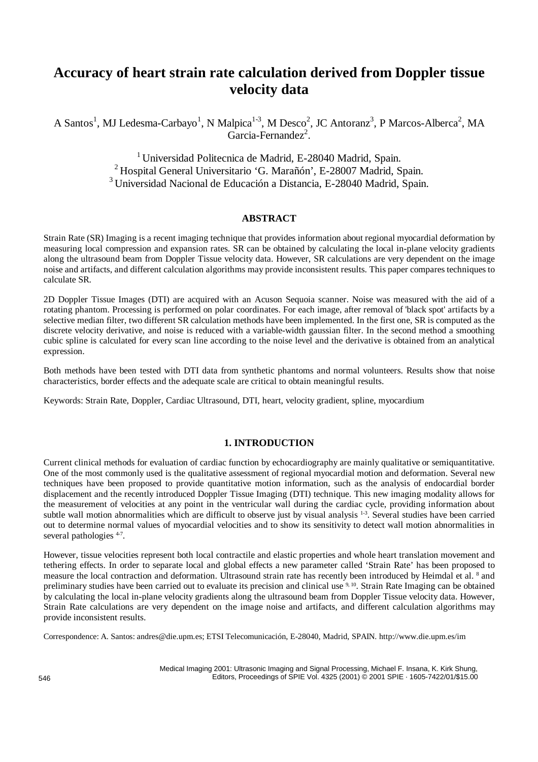# Accuracy of heart strain rate calculation derived from Doppler tissue velocity data

A Santos[1], MJ Ledesma-Carbayo[1], N Malpica[1-3], M Desco[2], JC Antoranz[3], P Marcos-Alberca[2], MA Garcia-Fernandez[2].

[1] Universidad Politecnica de Madrid, E-28040 Madrid, Spain.
[2] Hospital General Universitario 'G. Marañón', E-28007 Madrid, Spain.
[3] Universidad Nacional de Educación a Distancia, E-28040 Madrid, Spain.

## ABSTRACT

Strain Rate (SR) Imaging is a recent imaging technique that provides information about regional myocardial deformation by measuring local compression and expansion rates. SR can be obtained by calculating the local in-plane velocity gradients along the ultrasound beam from Doppler Tissue velocity data. However, SR calculations are very dependent on the image noise and artifacts, and different calculation algorithms may provide inconsistent results. This paper compares techniques to calculate SR.

2D Doppler Tissue Images (DTI) are acquired with an Acuson Sequoia scanner. Noise was measured with the aid of a rotating phantom. Processing is performed on polar coordinates. For each image, after removal of 'black spot' artifacts by a selective median filter, two different SR calculation methods have been implemented. In the first one, SR is computed as the discrete velocity derivative, and noise is reduced with a variable-width gaussian filter. In the second method a smoothing cubic spline is calculated for every scan line according to the noise level and the derivative is obtained from an analytical expression.

Both methods have been tested with DTI data from synthetic phantoms and normal volunteers. Results show that noise characteristics, border effects and the adequate scale are critical to obtain meaningful results.

Keywords: Strain Rate, Doppler, Cardiac Ultrasound, DTI, heart, velocity gradient, spline, myocardium

## 1. INTRODUCTION

Current clinical methods for evaluation of cardiac function by echocardiography are mainly qualitative or semiquantitative. One of the most commonly used is the qualitative assessment of regional myocardial motion and deformation. Several new techniques have been proposed to provide quantitative motion information, such as the analysis of endocardial border displacement and the recently introduced Doppler Tissue Imaging (DTI) technique. This new imaging modality allows for the measurement of velocities at any point in the ventricular wall during the cardiac cycle, providing information about subtle wall motion abnormalities which are difficult to observe just by visual analysis [1-3]. Several studies have been carried out to determine normal values of myocardial velocities and to show its sensitivity to detect wall motion abnormalities in several pathologies [4-7].

However, tissue velocities represent both local contractile and elastic properties and whole heart translation movement and tethering effects. In order to separate local and global effects a new parameter called 'Strain Rate' has been proposed to measure the local contraction and deformation. Ultrasound strain rate has recently been introduced by Heimdal et al. [8] and preliminary studies have been carried out to evaluate its precision and clinical use [9, 10]. Strain Rate Imaging can be obtained by calculating the local in-plane velocity gradients along the ultrasound beam from Doppler Tissue velocity data. However, Strain Rate calculations are very dependent on the image noise and artifacts, and different calculation algorithms may provide inconsistent results.

Correspondence: A. Santos: andres@die.upm.es; ETSI Telecomunicación, E-28040, Madrid, SPAIN. http://www.die.upm.es/im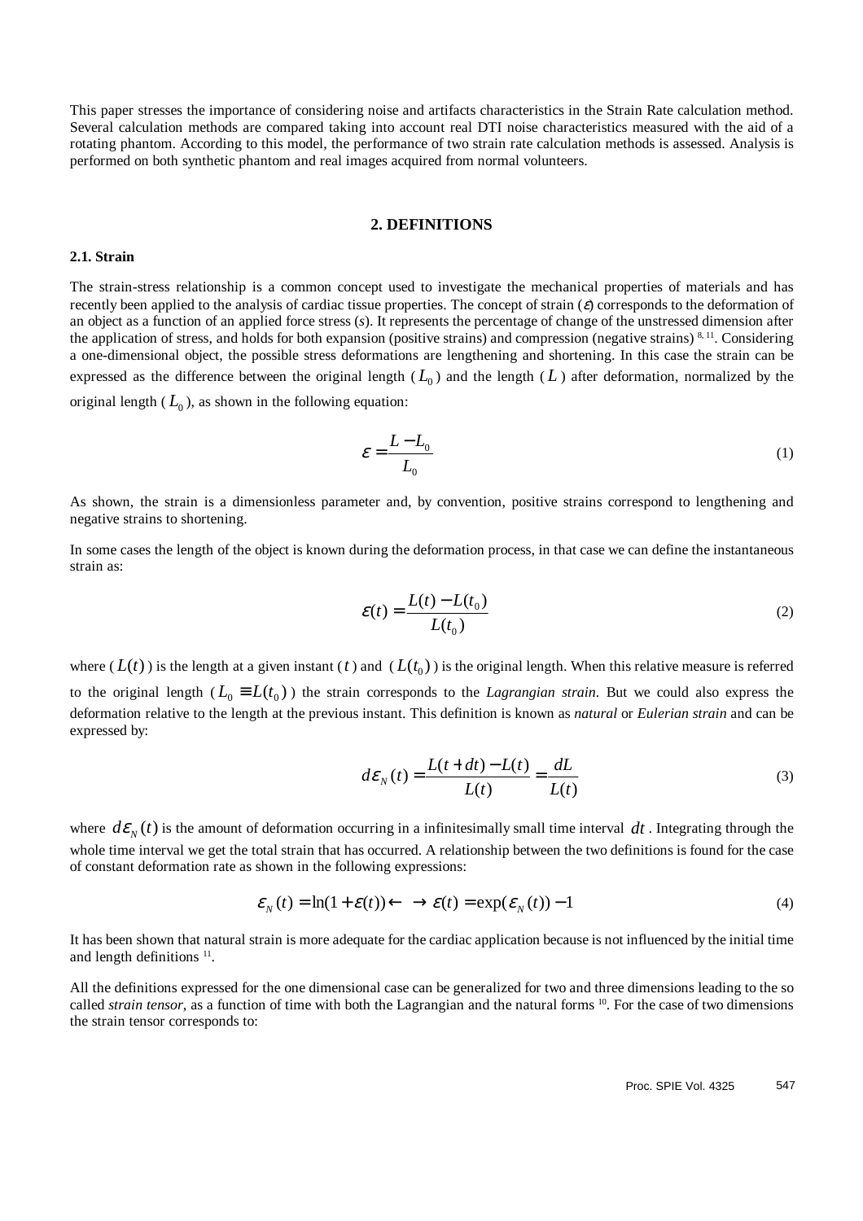This paper stresses the importance of considering noise and artifacts characteristics in the Strain Rate calculation method. Several calculation methods are compared taking into account real DTI noise characteristics measured with the aid of a rotating phantom. According to this model, the performance of two strain rate calculation methods is assessed. Analysis is performed on both synthetic phantom and real images acquired from normal volunteers.

## 2. DEFINITIONS

### 2.1. Strain

The strain-stress relationship is a common concept used to investigate the mechanical properties of materials and has recently been applied to the analysis of cardiac tissue properties. The concept of strain ($\varepsilon$) corresponds to the deformation of an object as a function of an applied force stress ($s$). It represents the percentage of change of the unstressed dimension after the application of stress, and holds for both expansion (positive strains) and compression (negative strains) [8, 11]. Considering a one-dimensional object, the possible stress deformations are lengthening and shortening. In this case the strain can be expressed as the difference between the original length ($L_0$) and the length ($L$) after deformation, normalized by the original length ($L_0$), as shown in the following equation:

$$\varepsilon = \frac{L - L_0}{L_0} \tag{1}$$

As shown, the strain is a dimensionless parameter and, by convention, positive strains correspond to lengthening and negative strains to shortening.

In some cases the length of the object is known during the deformation process, in that case we can define the instantaneous strain as:

$$\varepsilon(t) = \frac{L(t) - L(t_0)}{L(t_0)} \tag{2}$$

where ($L(t)$) is the length at a given instant ($t$) and ($L(t_0)$) is the original length. When this relative measure is referred to the original length ($L_0 \equiv L(t_0)$) the strain corresponds to the *Lagrangian strain*. But we could also express the deformation relative to the length at the previous instant. This definition is known as *natural* or *Eulerian strain* and can be expressed by:

$$d\varepsilon_N(t) = \frac{L(t + dt) - L(t)}{L(t)} = \frac{dL}{L(t)} \tag{3}$$

where $d\varepsilon_N(t)$ is the amount of deformation occurring in a infinitesimally small time interval $dt$. Integrating through the whole time interval we get the total strain that has occurred. A relationship between the two definitions is found for the case of constant deformation rate as shown in the following expressions:

$$\varepsilon_N(t) = \ln(1 + \varepsilon(t)) \leftarrow \rightarrow \varepsilon(t) = \exp(\varepsilon_N(t)) - 1 \tag{4}$$

It has been shown that natural strain is more adequate for the cardiac application because is not influenced by the initial time and length definitions [11].

All the definitions expressed for the one dimensional case can be generalized for two and three dimensions leading to the so called *strain tensor*, as a function of time with both the Lagrangian and the natural forms [10]. For the case of two dimensions the strain tensor corresponds to: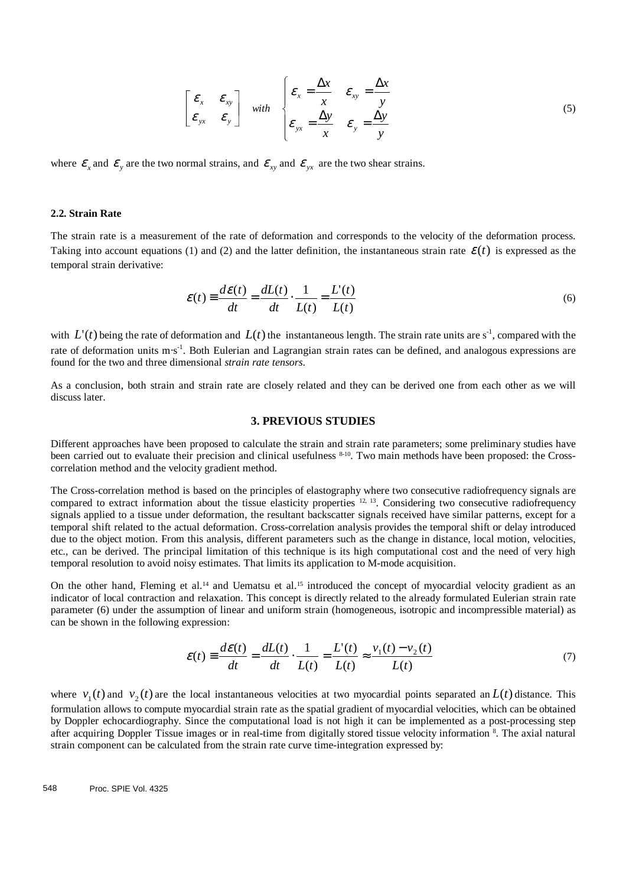$$\begin{bmatrix} \varepsilon_x & \varepsilon_{xy} \\ \varepsilon_{yx} & \varepsilon_y \end{bmatrix} \quad with \quad \begin{cases} \varepsilon_x = \dfrac{\Delta x}{x} & \varepsilon_{xy} = \dfrac{\Delta x}{y} \\ \varepsilon_{yx} = \dfrac{\Delta y}{x} & \varepsilon_y = \dfrac{\Delta y}{y} \end{cases} \tag{5}$$

where $\varepsilon_x$ and $\varepsilon_y$ are the two normal strains, and $\varepsilon_{xy}$ and $\varepsilon_{yx}$ are the two shear strains.

### 2.2. Strain Rate

The strain rate is a measurement of the rate of deformation and corresponds to the velocity of the deformation process. Taking into account equations (1) and (2) and the latter definition, the instantaneous strain rate $\dot{\varepsilon}(t)$ is expressed as the temporal strain derivative:

$$\dot{\varepsilon}(t) \equiv \frac{d\varepsilon(t)}{dt} = \frac{dL(t)}{dt} \cdot \frac{1}{L(t)} = \frac{L'(t)}{L(t)} \tag{6}$$

with $L'(t)$ being the rate of deformation and $L(t)$ the instantaneous length. The strain rate units are $s^{-1}$, compared with the rate of deformation units $m \cdot s^{-1}$. Both Eulerian and Lagrangian strain rates can be defined, and analogous expressions are found for the two and three dimensional *strain rate tensors*.

As a conclusion, both strain and strain rate are closely related and they can be derived one from each other as we will discuss later.

## 3. PREVIOUS STUDIES

Different approaches have been proposed to calculate the strain and strain rate parameters; some preliminary studies have been carried out to evaluate their precision and clinical usefulness [8-10]. Two main methods have been proposed: the Cross-correlation method and the velocity gradient method.

The Cross-correlation method is based on the principles of elastography where two consecutive radiofrequency signals are compared to extract information about the tissue elasticity properties [12, 13]. Considering two consecutive radiofrequency signals applied to a tissue under deformation, the resultant backscatter signals received have similar patterns, except for a temporal shift related to the actual deformation. Cross-correlation analysis provides the temporal shift or delay introduced due to the object motion. From this analysis, different parameters such as the change in distance, local motion, velocities, etc., can be derived. The principal limitation of this technique is its high computational cost and the need of very high temporal resolution to avoid noisy estimates. That limits its application to M-mode acquisition.

On the other hand, Fleming et al.[14] and Uematsu et al.[15] introduced the concept of myocardial velocity gradient as an indicator of local contraction and relaxation. This concept is directly related to the already formulated Eulerian strain rate parameter (6) under the assumption of linear and uniform strain (homogeneous, isotropic and incompressible material) as can be shown in the following expression:

$$\dot{\varepsilon}(t) \equiv \frac{d\varepsilon(t)}{dt} = \frac{dL(t)}{dt} \cdot \frac{1}{L(t)} = \frac{L'(t)}{L(t)} \approx \frac{v_1(t) - v_2(t)}{L(t)} \tag{7}$$

where $v_1(t)$ and $v_2(t)$ are the local instantaneous velocities at two myocardial points separated an $L(t)$ distance. This formulation allows to compute myocardial strain rate as the spatial gradient of myocardial velocities, which can be obtained by Doppler echocardiography. Since the computational load is not high it can be implemented as a post-processing step after acquiring Doppler Tissue images or in real-time from digitally stored tissue velocity information [8]. The axial natural strain component can be calculated from the strain rate curve time-integration expressed by: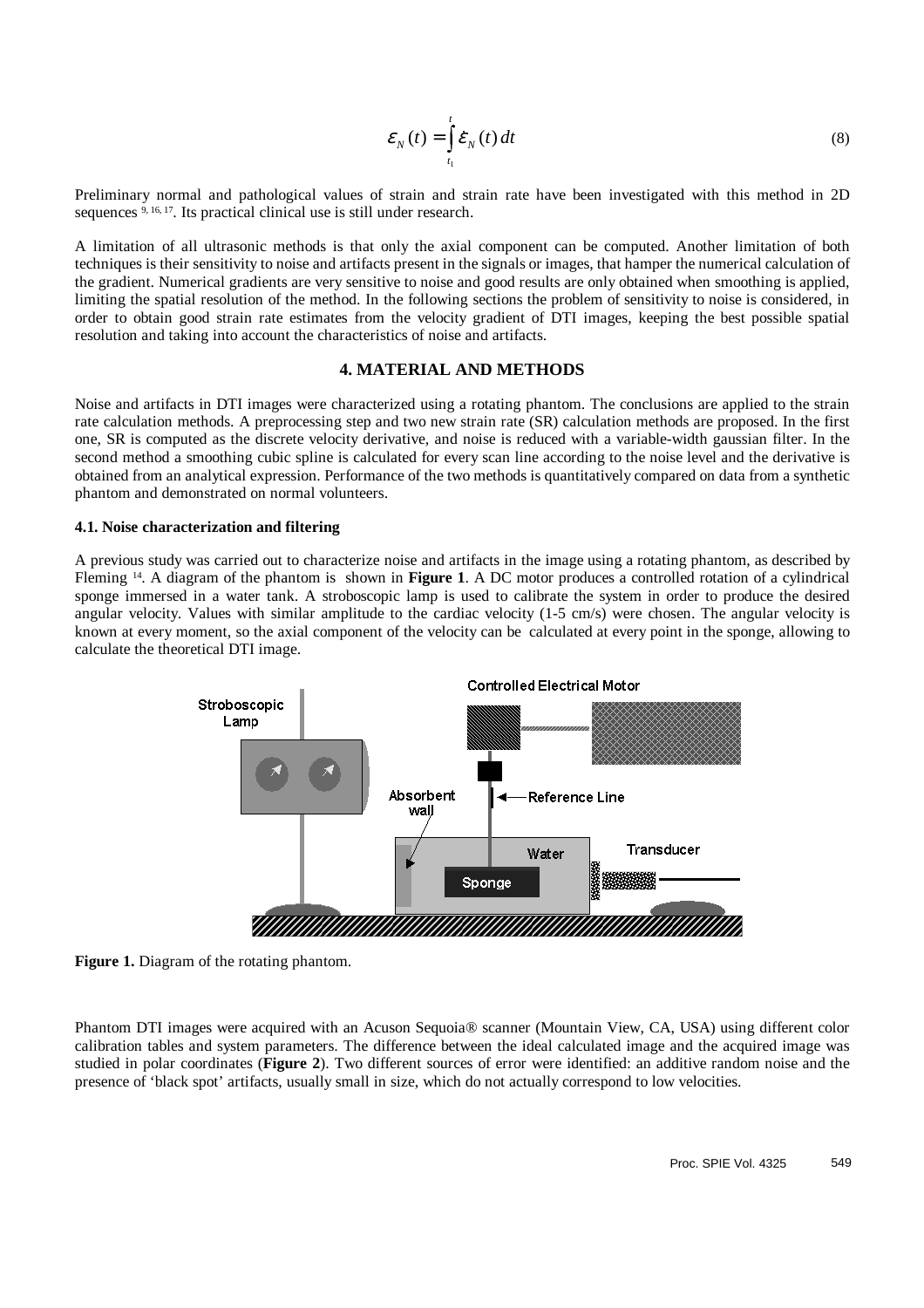$$\varepsilon_N(t) = \int_{t_1}^{t} \dot{\varepsilon}_N(t)\,dt \tag{8}$$

Preliminary normal and pathological values of strain and strain rate have been investigated with this method in 2D sequences [9, 16, 17]. Its practical clinical use is still under research.

A limitation of all ultrasonic methods is that only the axial component can be computed. Another limitation of both techniques is their sensitivity to noise and artifacts present in the signals or images, that hamper the numerical calculation of the gradient. Numerical gradients are very sensitive to noise and good results are only obtained when smoothing is applied, limiting the spatial resolution of the method. In the following sections the problem of sensitivity to noise is considered, in order to obtain good strain rate estimates from the velocity gradient of DTI images, keeping the best possible spatial resolution and taking into account the characteristics of noise and artifacts.

## 4. MATERIAL AND METHODS

Noise and artifacts in DTI images were characterized using a rotating phantom. The conclusions are applied to the strain rate calculation methods. A preprocessing step and two new strain rate (SR) calculation methods are proposed. In the first one, SR is computed as the discrete velocity derivative, and noise is reduced with a variable-width gaussian filter. In the second method a smoothing cubic spline is calculated for every scan line according to the noise level and the derivative is obtained from an analytical expression. Performance of the two methods is quantitatively compared on data from a synthetic phantom and demonstrated on normal volunteers.

### 4.1. Noise characterization and filtering

A previous study was carried out to characterize noise and artifacts in the image using a rotating phantom, as described by Fleming [14]. A diagram of the phantom is shown in **Figure 1**. A DC motor produces a controlled rotation of a cylindrical sponge immersed in a water tank. A stroboscopic lamp is used to calibrate the system in order to produce the desired angular velocity. Values with similar amplitude to the cardiac velocity (1-5 cm/s) were chosen. The angular velocity is known at every moment, so the axial component of the velocity can be calculated at every point in the sponge, allowing to calculate the theoretical DTI image.

**Figure 1.** Diagram of the rotating phantom.

Phantom DTI images were acquired with an Acuson Sequoia® scanner (Mountain View, CA, USA) using different color calibration tables and system parameters. The difference between the ideal calculated image and the acquired image was studied in polar coordinates (**Figure 2**). Two different sources of error were identified: an additive random noise and the presence of 'black spot' artifacts, usually small in size, which do not actually correspond to low velocities.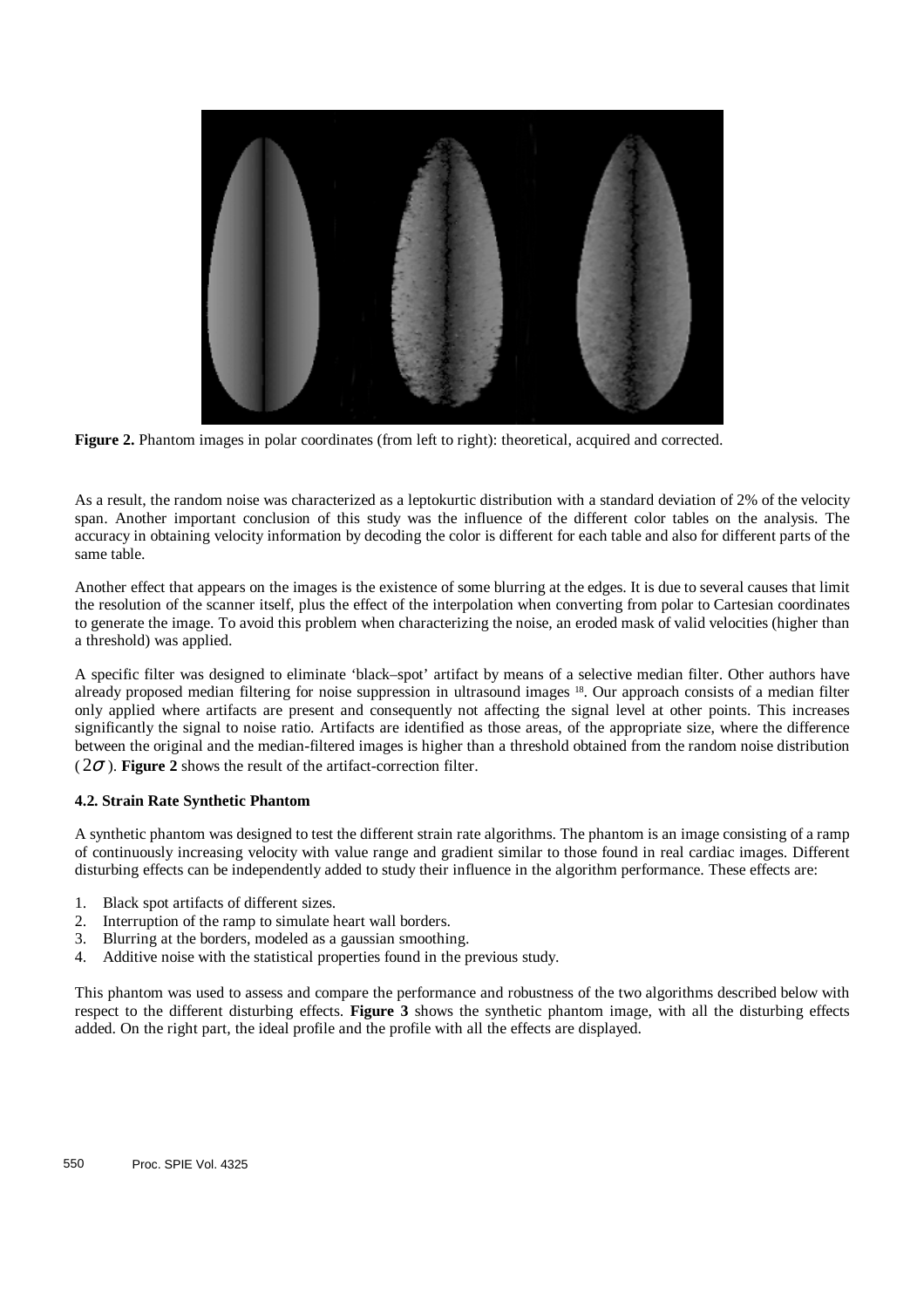**Figure 2.** Phantom images in polar coordinates (from left to right): theoretical, acquired and corrected.

As a result, the random noise was characterized as a leptokurtic distribution with a standard deviation of 2% of the velocity span. Another important conclusion of this study was the influence of the different color tables on the analysis. The accuracy in obtaining velocity information by decoding the color is different for each table and also for different parts of the same table.

Another effect that appears on the images is the existence of some blurring at the edges. It is due to several causes that limit the resolution of the scanner itself, plus the effect of the interpolation when converting from polar to Cartesian coordinates to generate the image. To avoid this problem when characterizing the noise, an eroded mask of valid velocities (higher than a threshold) was applied.

A specific filter was designed to eliminate 'black–spot' artifact by means of a selective median filter. Other authors have already proposed median filtering for noise suppression in ultrasound images [18]. Our approach consists of a median filter only applied where artifacts are present and consequently not affecting the signal level at other points. This increases significantly the signal to noise ratio. Artifacts are identified as those areas, of the appropriate size, where the difference between the original and the median-filtered images is higher than a threshold obtained from the random noise distribution ($2\sigma$). **Figure 2** shows the result of the artifact-correction filter.

### 4.2. Strain Rate Synthetic Phantom

A synthetic phantom was designed to test the different strain rate algorithms. The phantom is an image consisting of a ramp of continuously increasing velocity with value range and gradient similar to those found in real cardiac images. Different disturbing effects can be independently added to study their influence in the algorithm performance. These effects are:

1. Black spot artifacts of different sizes.
2. Interruption of the ramp to simulate heart wall borders.
3. Blurring at the borders, modeled as a gaussian smoothing.
4. Additive noise with the statistical properties found in the previous study.

This phantom was used to assess and compare the performance and robustness of the two algorithms described below with respect to the different disturbing effects. **Figure 3** shows the synthetic phantom image, with all the disturbing effects added. On the right part, the ideal profile and the profile with all the effects are displayed.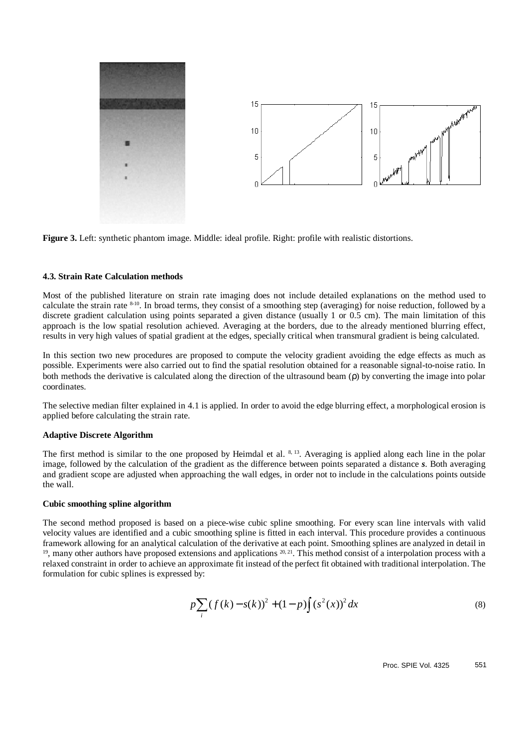**Figure 3.** Left: synthetic phantom image. Middle: ideal profile. Right: profile with realistic distortions.

#### 4.3. Strain Rate Calculation methods

Most of the published literature on strain rate imaging does not include detailed explanations on the method used to calculate the strain rate [8-10]. In broad terms, they consist of a smoothing step (averaging) for noise reduction, followed by a discrete gradient calculation using points separated a given distance (usually 1 or 0.5 cm). The main limitation of this approach is the low spatial resolution achieved. Averaging at the borders, due to the already mentioned blurring effect, results in very high values of spatial gradient at the edges, specially critical when transmural gradient is being calculated.

In this section two new procedures are proposed to compute the velocity gradient avoiding the edge effects as much as possible. Experiments were also carried out to find the spatial resolution obtained for a reasonable signal-to-noise ratio. In both methods the derivative is calculated along the direction of the ultrasound beam ($\rho$) by converting the image into polar coordinates.

The selective median filter explained in 4.1 is applied. In order to avoid the edge blurring effect, a morphological erosion is applied before calculating the strain rate.

**Adaptive Discrete Algorithm**

The first method is similar to the one proposed by Heimdal et al. [8, 13]. Averaging is applied along each line in the polar image, followed by the calculation of the gradient as the difference between points separated a distance ***s***. Both averaging and gradient scope are adjusted when approaching the wall edges, in order not to include in the calculations points outside the wall.

**Cubic smoothing spline algorithm**

The second method proposed is based on a piece-wise cubic spline smoothing. For every scan line intervals with valid velocity values are identified and a cubic smoothing spline is fitted in each interval. This procedure provides a continuous framework allowing for an analytical calculation of the derivative at each point. Smoothing splines are analyzed in detail in [19], many other authors have proposed extensions and applications [20, 21]. This method consist of a interpolation process with a relaxed constraint in order to achieve an approximate fit instead of the perfect fit obtained with traditional interpolation. The formulation for cubic splines is expressed by:

$$p\sum_{i}(f(k)-s(k))^2+(1-p)\int(s^2(x))^2\,dx \tag{8}$$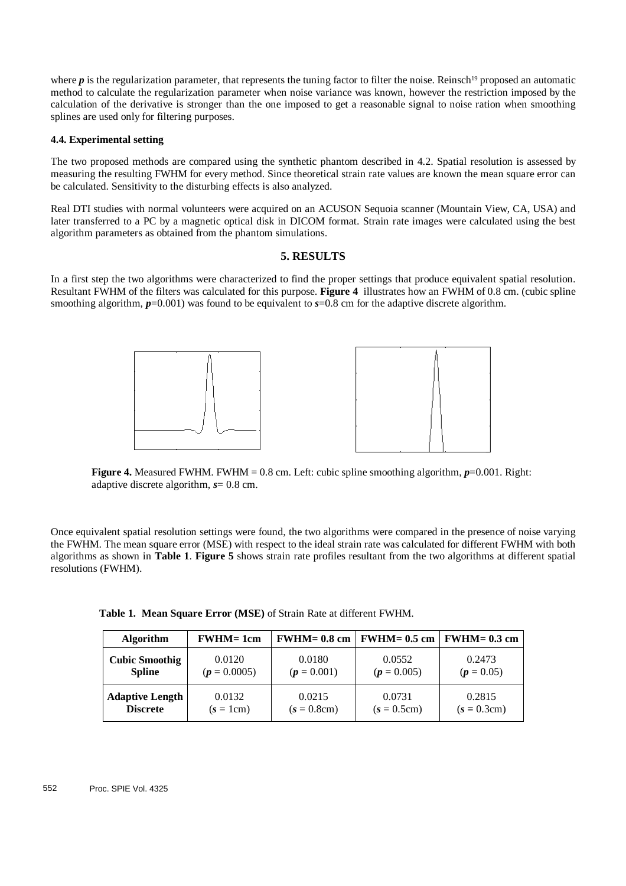where $p$ is the regularization parameter, that represents the tuning factor to filter the noise. Reinsch[19] proposed an automatic method to calculate the regularization parameter when noise variance was known, however the restriction imposed by the calculation of the derivative is stronger than the one imposed to get a reasonable signal to noise ration when smoothing splines are used only for filtering purposes.

#### 4.4. Experimental setting

The two proposed methods are compared using the synthetic phantom described in 4.2. Spatial resolution is assessed by measuring the resulting FWHM for every method. Since theoretical strain rate values are known the mean square error can be calculated. Sensitivity to the disturbing effects is also analyzed.

Real DTI studies with normal volunteers were acquired on an ACUSON Sequoia scanner (Mountain View, CA, USA) and later transferred to a PC by a magnetic optical disk in DICOM format. Strain rate images were calculated using the best algorithm parameters as obtained from the phantom simulations.

## 5. RESULTS

In a first step the two algorithms were characterized to find the proper settings that produce equivalent spatial resolution. Resultant FWHM of the filters was calculated for this purpose. **Figure 4** illustrates how an FWHM of 0.8 cm. (cubic spline smoothing algorithm, $p$=0.001) was found to be equivalent to $s$=0.8 cm for the adaptive discrete algorithm.

**Figure 4.** Measured FWHM. FWHM = 0.8 cm. Left: cubic spline smoothing algorithm, $p$=0.001. Right: adaptive discrete algorithm, $s$= 0.8 cm.

Once equivalent spatial resolution settings were found, the two algorithms were compared in the presence of noise varying the FWHM. The mean square error (MSE) with respect to the ideal strain rate was calculated for different FWHM with both algorithms as shown in **Table 1**. **Figure 5** shows strain rate profiles resultant from the two algorithms at different spatial resolutions (FWHM).

**Table 1. Mean Square Error (MSE)** of Strain Rate at different FWHM.

| Algorithm | FWHM= 1cm | FWHM= 0.8 cm | FWHM= 0.5 cm | FWHM= 0.3 cm |
|---|---|---|---|---|
| **Cubic Smoothig Spline** | 0.0120 ($p$ = 0.0005) | 0.0180 ($p$ = 0.001) | 0.0552 ($p$ = 0.005) | 0.2473 ($p$ = 0.05) |
| **Adaptive Length Discrete** | 0.0132 ($s$ = 1cm) | 0.0215 ($s$ = 0.8cm) | 0.0731 ($s$ = 0.5cm) | 0.2815 ($s$ = 0.3cm) |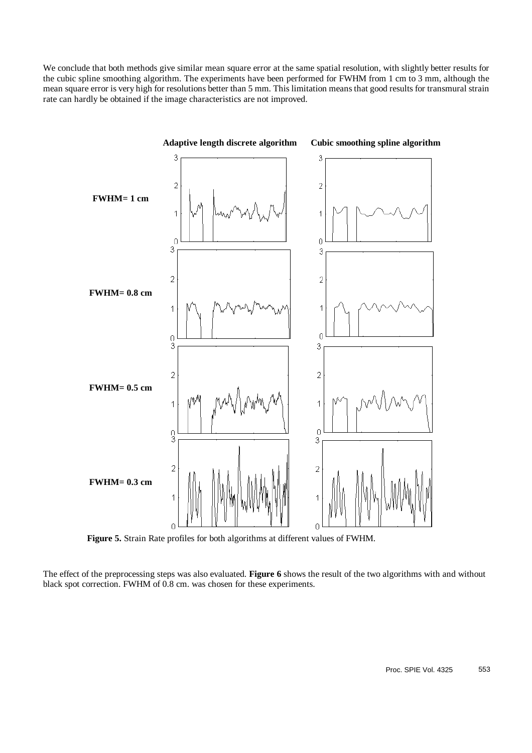We conclude that both methods give similar mean square error at the same spatial resolution, with slightly better results for the cubic spline smoothing algorithm. The experiments have been performed for FWHM from 1 cm to 3 mm, although the mean square error is very high for resolutions better than 5 mm. This limitation means that good results for transmural strain rate can hardly be obtained if the image characteristics are not improved.

**Figure 5.** Strain Rate profiles for both algorithms at different values of FWHM.

The effect of the preprocessing steps was also evaluated. **Figure 6** shows the result of the two algorithms with and without black spot correction. FWHM of 0.8 cm. was chosen for these experiments.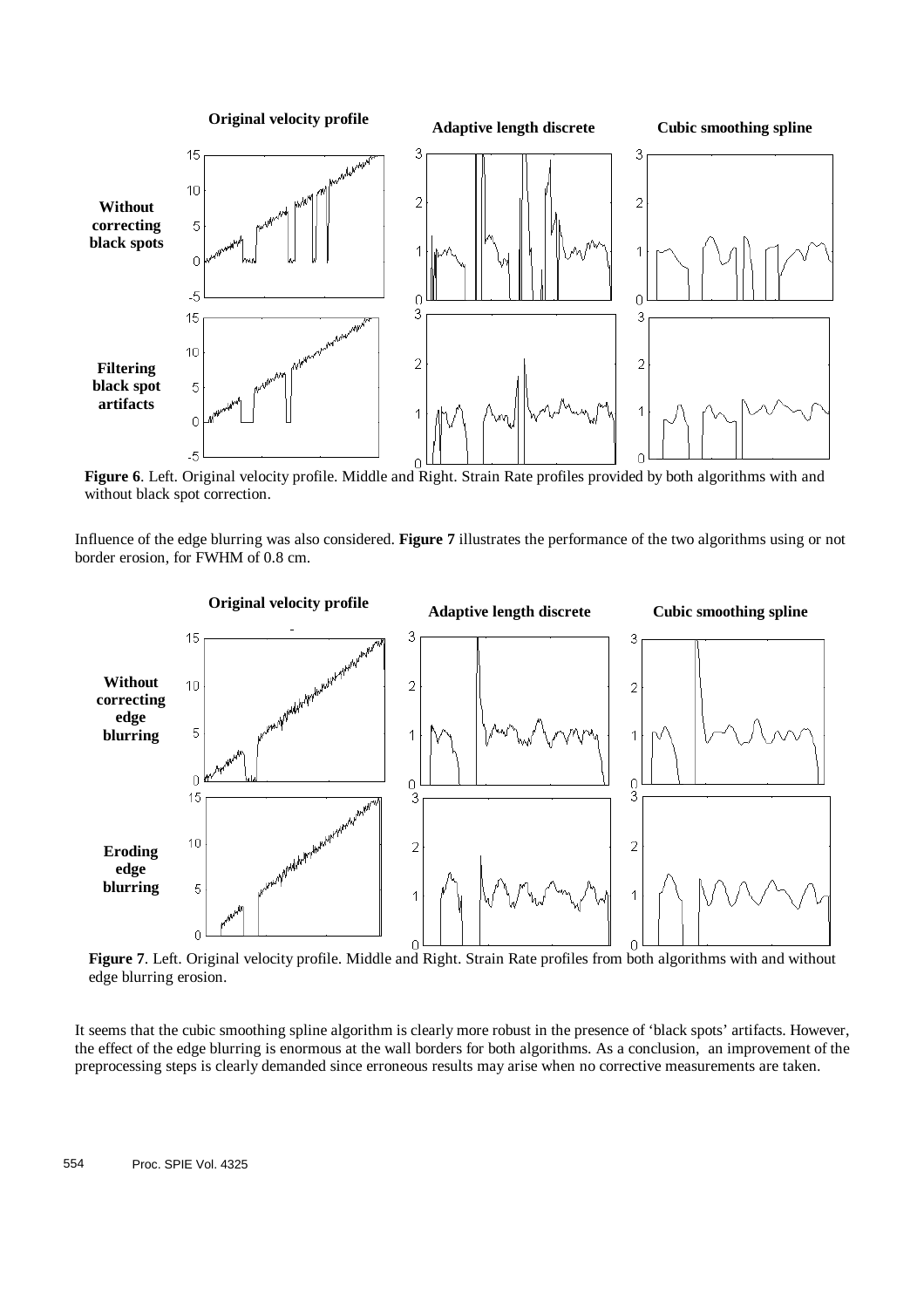**Figure 6**. Left. Original velocity profile. Middle and Right. Strain Rate profiles provided by both algorithms with and without black spot correction.

Influence of the edge blurring was also considered. **Figure 7** illustrates the performance of the two algorithms using or not border erosion, for FWHM of 0.8 cm.

**Figure 7**. Left. Original velocity profile. Middle and Right. Strain Rate profiles from both algorithms with and without edge blurring erosion.

It seems that the cubic smoothing spline algorithm is clearly more robust in the presence of 'black spots' artifacts. However, the effect of the edge blurring is enormous at the wall borders for both algorithms. As a conclusion, an improvement of the preprocessing steps is clearly demanded since erroneous results may arise when no corrective measurements are taken.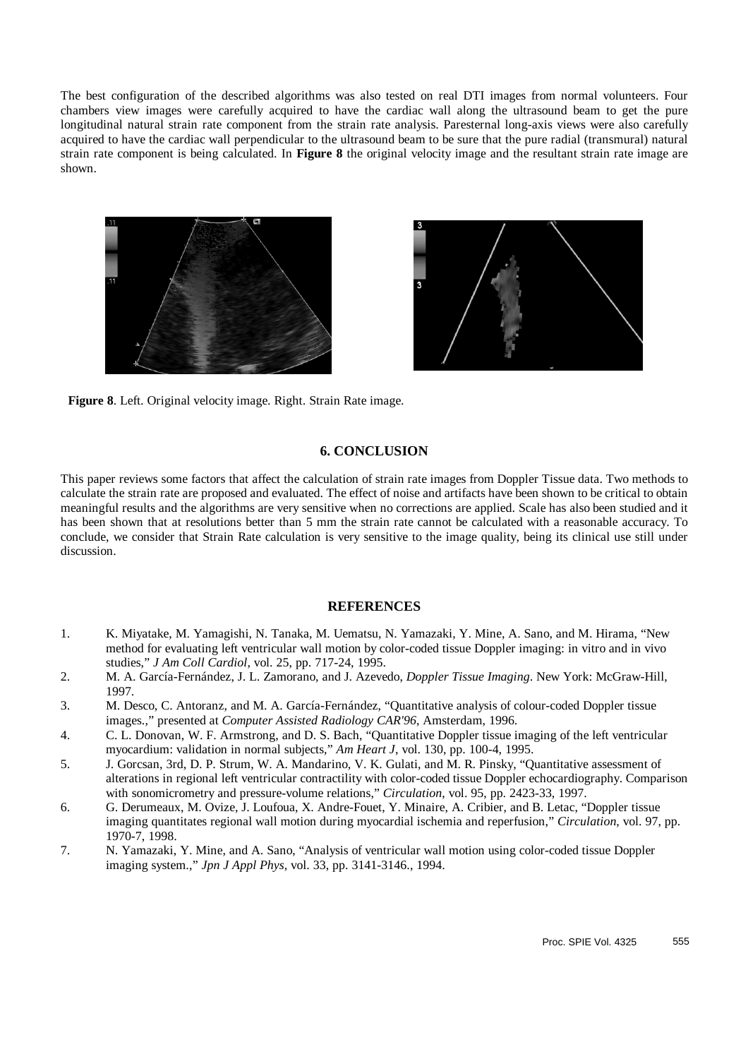The best configuration of the described algorithms was also tested on real DTI images from normal volunteers. Four chambers view images were carefully acquired to have the cardiac wall along the ultrasound beam to get the pure longitudinal natural strain rate component from the strain rate analysis. Paresternal long-axis views were also carefully acquired to have the cardiac wall perpendicular to the ultrasound beam to be sure that the pure radial (transmural) natural strain rate component is being calculated. In **Figure 8** the original velocity image and the resultant strain rate image are shown.

**Figure 8**. Left. Original velocity image. Right. Strain Rate image.

## 6. CONCLUSION

This paper reviews some factors that affect the calculation of strain rate images from Doppler Tissue data. Two methods to calculate the strain rate are proposed and evaluated. The effect of noise and artifacts have been shown to be critical to obtain meaningful results and the algorithms are very sensitive when no corrections are applied. Scale has also been studied and it has been shown that at resolutions better than 5 mm the strain rate cannot be calculated with a reasonable accuracy. To conclude, we consider that Strain Rate calculation is very sensitive to the image quality, being its clinical use still under discussion.

## REFERENCES

1. K. Miyatake, M. Yamagishi, N. Tanaka, M. Uematsu, N. Yamazaki, Y. Mine, A. Sano, and M. Hirama, "New method for evaluating left ventricular wall motion by color-coded tissue Doppler imaging: in vitro and in vivo studies," *J Am Coll Cardiol*, vol. 25, pp. 717-24, 1995.
2. M. A. García-Fernández, J. L. Zamorano, and J. Azevedo, *Doppler Tissue Imaging*. New York: McGraw-Hill, 1997.
3. M. Desco, C. Antoranz, and M. A. García-Fernández, "Quantitative analysis of colour-coded Doppler tissue images.," presented at *Computer Assisted Radiology CAR'96*, Amsterdam, 1996.
4. C. L. Donovan, W. F. Armstrong, and D. S. Bach, "Quantitative Doppler tissue imaging of the left ventricular myocardium: validation in normal subjects," *Am Heart J*, vol. 130, pp. 100-4, 1995.
5. J. Gorcsan, 3rd, D. P. Strum, W. A. Mandarino, V. K. Gulati, and M. R. Pinsky, "Quantitative assessment of alterations in regional left ventricular contractility with color-coded tissue Doppler echocardiography. Comparison with sonomicrometry and pressure-volume relations," *Circulation*, vol. 95, pp. 2423-33, 1997.
6. G. Derumeaux, M. Ovize, J. Loufoua, X. Andre-Fouet, Y. Minaire, A. Cribier, and B. Letac, "Doppler tissue imaging quantitates regional wall motion during myocardial ischemia and reperfusion," *Circulation*, vol. 97, pp. 1970-7, 1998.
7. N. Yamazaki, Y. Mine, and A. Sano, "Analysis of ventricular wall motion using color-coded tissue Doppler imaging system.," *Jpn J Appl Phys*, vol. 33, pp. 3141-3146., 1994.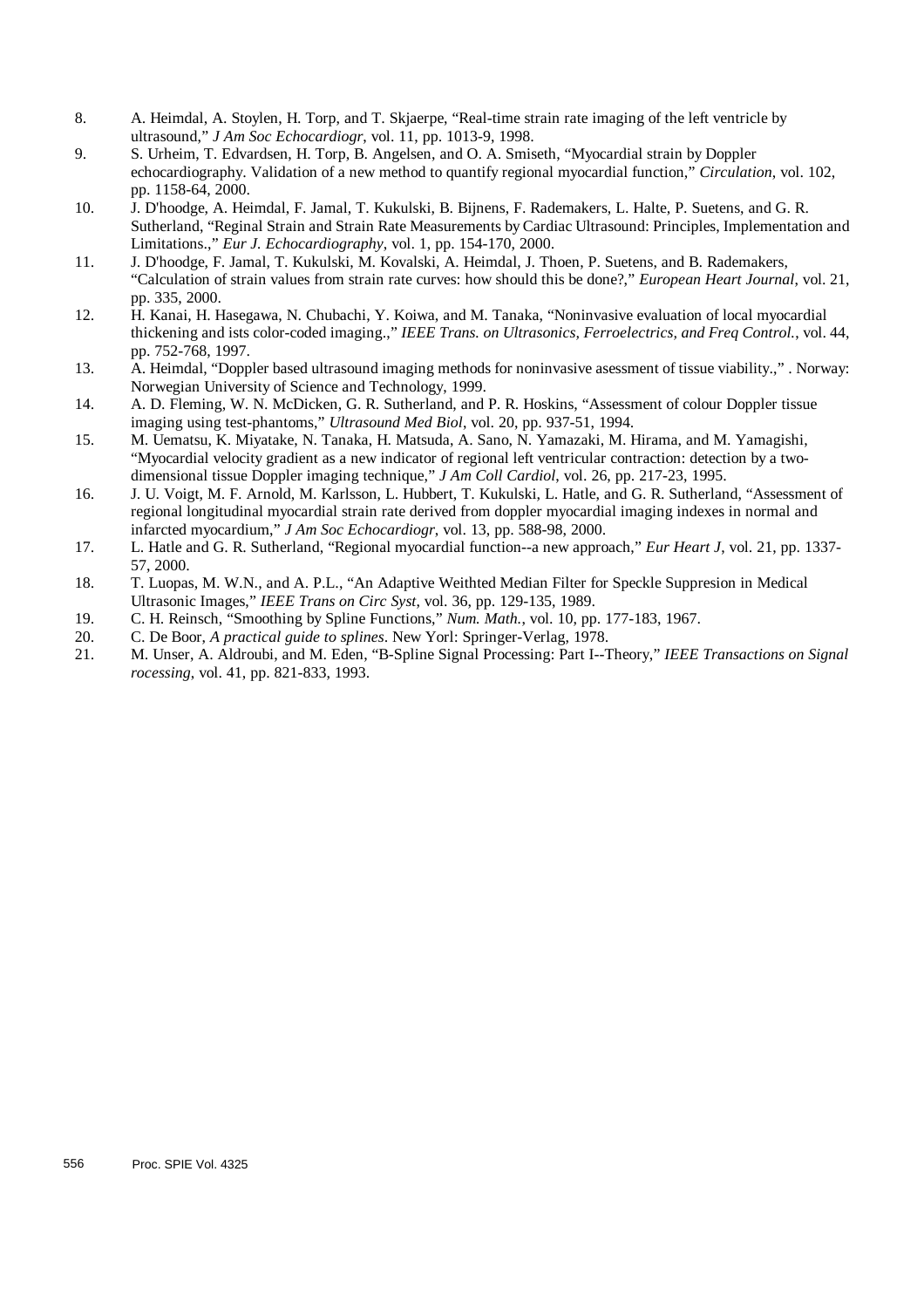8. A. Heimdal, A. Stoylen, H. Torp, and T. Skjaerpe, “Real-time strain rate imaging of the left ventricle by ultrasound,” *J Am Soc Echocardiogr*, vol. 11, pp. 1013-9, 1998.
9. S. Urheim, T. Edvardsen, H. Torp, B. Angelsen, and O. A. Smiseth, “Myocardial strain by Doppler echocardiography. Validation of a new method to quantify regional myocardial function,” *Circulation*, vol. 102, pp. 1158-64, 2000.
10. J. D'hoodge, A. Heimdal, F. Jamal, T. Kukulski, B. Bijnens, F. Rademakers, L. Halte, P. Suetens, and G. R. Sutherland, “Reginal Strain and Strain Rate Measurements by Cardiac Ultrasound: Principles, Implementation and Limitations.,” *Eur J. Echocardiography*, vol. 1, pp. 154-170, 2000.
11. J. D'hoodge, F. Jamal, T. Kukulski, M. Kovalski, A. Heimdal, J. Thoen, P. Suetens, and B. Rademakers, “Calculation of strain values from strain rate curves: how should this be done?,” *European Heart Journal*, vol. 21, pp. 335, 2000.
12. H. Kanai, H. Hasegawa, N. Chubachi, Y. Koiwa, and M. Tanaka, “Noninvasive evaluation of local myocardial thickening and ists color-coded imaging.,” *IEEE Trans. on Ultrasonics, Ferroelectrics, and Freq Control.*, vol. 44, pp. 752-768, 1997.
13. A. Heimdal, “Doppler based ultrasound imaging methods for noninvasive asessment of tissue viability.,” . Norway: Norwegian University of Science and Technology, 1999.
14. A. D. Fleming, W. N. McDicken, G. R. Sutherland, and P. R. Hoskins, “Assessment of colour Doppler tissue imaging using test-phantoms,” *Ultrasound Med Biol*, vol. 20, pp. 937-51, 1994.
15. M. Uematsu, K. Miyatake, N. Tanaka, H. Matsuda, A. Sano, N. Yamazaki, M. Hirama, and M. Yamagishi, “Myocardial velocity gradient as a new indicator of regional left ventricular contraction: detection by a two-dimensional tissue Doppler imaging technique,” *J Am Coll Cardiol*, vol. 26, pp. 217-23, 1995.
16. J. U. Voigt, M. F. Arnold, M. Karlsson, L. Hubbert, T. Kukulski, L. Hatle, and G. R. Sutherland, “Assessment of regional longitudinal myocardial strain rate derived from doppler myocardial imaging indexes in normal and infarcted myocardium,” *J Am Soc Echocardiogr*, vol. 13, pp. 588-98, 2000.
17. L. Hatle and G. R. Sutherland, “Regional myocardial function--a new approach,” *Eur Heart J*, vol. 21, pp. 1337-57, 2000.
18. T. Luopas, M. W.N., and A. P.L., “An Adaptive Weithted Median Filter for Speckle Suppresion in Medical Ultrasonic Images,” *IEEE Trans on Circ Syst*, vol. 36, pp. 129-135, 1989.
19. C. H. Reinsch, “Smoothing by Spline Functions,” *Num. Math.*, vol. 10, pp. 177-183, 1967.
20. C. De Boor, *A practical guide to splines*. New Yorl: Springer-Verlag, 1978.
21. M. Unser, A. Aldroubi, and M. Eden, “B-Spline Signal Processing: Part I--Theory,” *IEEE Transactions on Signal rocessing*, vol. 41, pp. 821-833, 1993.